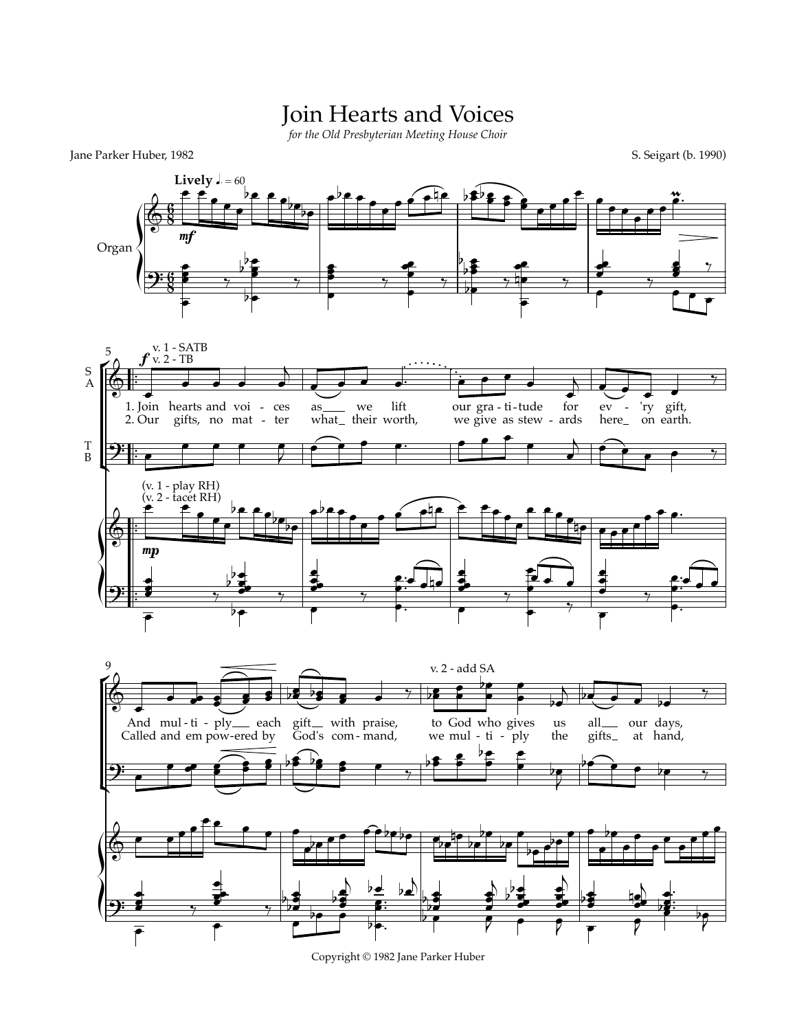# Join Hearts and Voices

*for the Old Presbyterian Meeting House Choir*

Jane Parker Huber, 1982

S. Seigart (b. 1990)

**Lively** ♩. = 60

Organ

v. 1 - SATB
v. 2 - TB

1. Join hearts and voi - ces as ___ we lift our gra - ti - tude for ev - 'ry gift,
2. Our gifts, no mat - ter what ___ their worth, we give as stew - ards here ___ on earth.

(v. 1 - play RH)
(v. 2 - tacet RH)

v. 2 - add SA

And mul - ti - ply ___ each gift ___ with praise, to God who gives us all ___ our days,
Called and em pow - ered by God's com - mand, we mul - ti - ply the gifts ___ at hand,

Copyright © 1982 Jane Parker Huber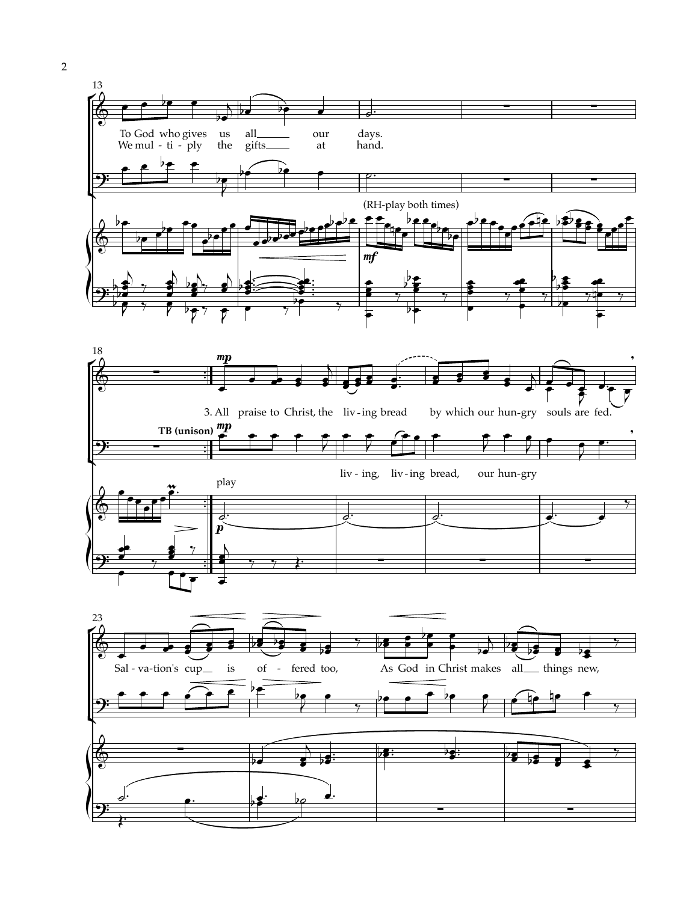13

To God who gives us all our days.
We mul - ti - ply the gifts at hand.

(RH-play both times)

*mf*

18

*mp*

3. All praise to Christ, the liv - ing bread by which our hun - gry souls are fed.

TB (unison) *mp*

liv - ing, liv - ing bread, our hun - gry

play

*p*

23

Sal - va - tion's cup is of - fered too, As God in Christ makes all things new,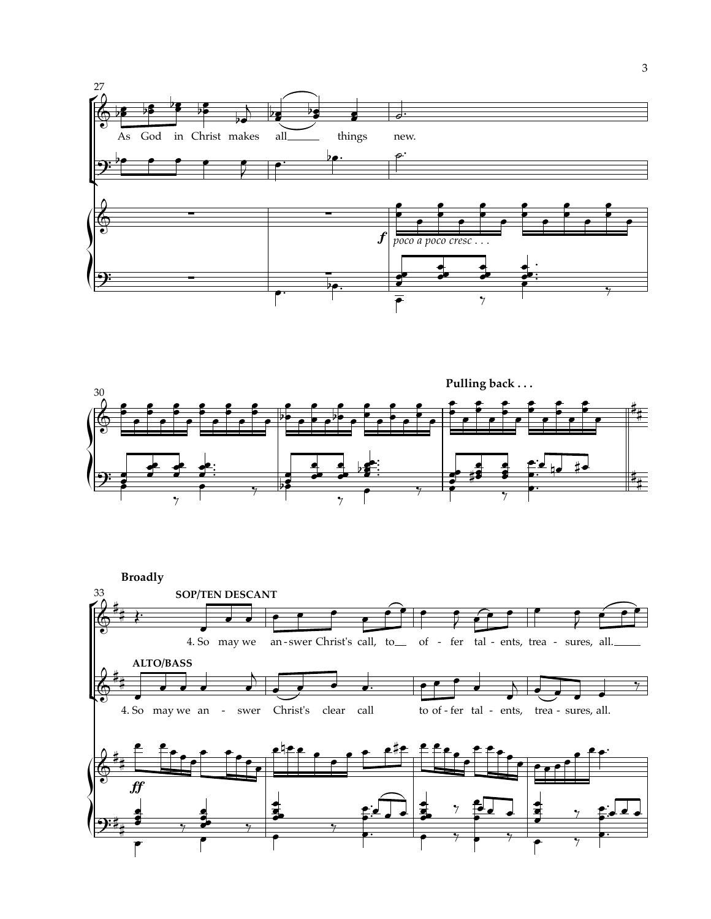27

As God in Christ makes all things new.

*f* *poco a poco cresc . . .*

30

**Pulling back . . .**

**Broadly**

33

**SOP/TEN DESCANT**

4. So may we an - swer Christ's call, to of - fer tal - ents, trea - sures, all.

**ALTO/BASS**

4. So may we an - swer Christ's clear call to of - fer tal - ents, trea - sures, all.

*ff*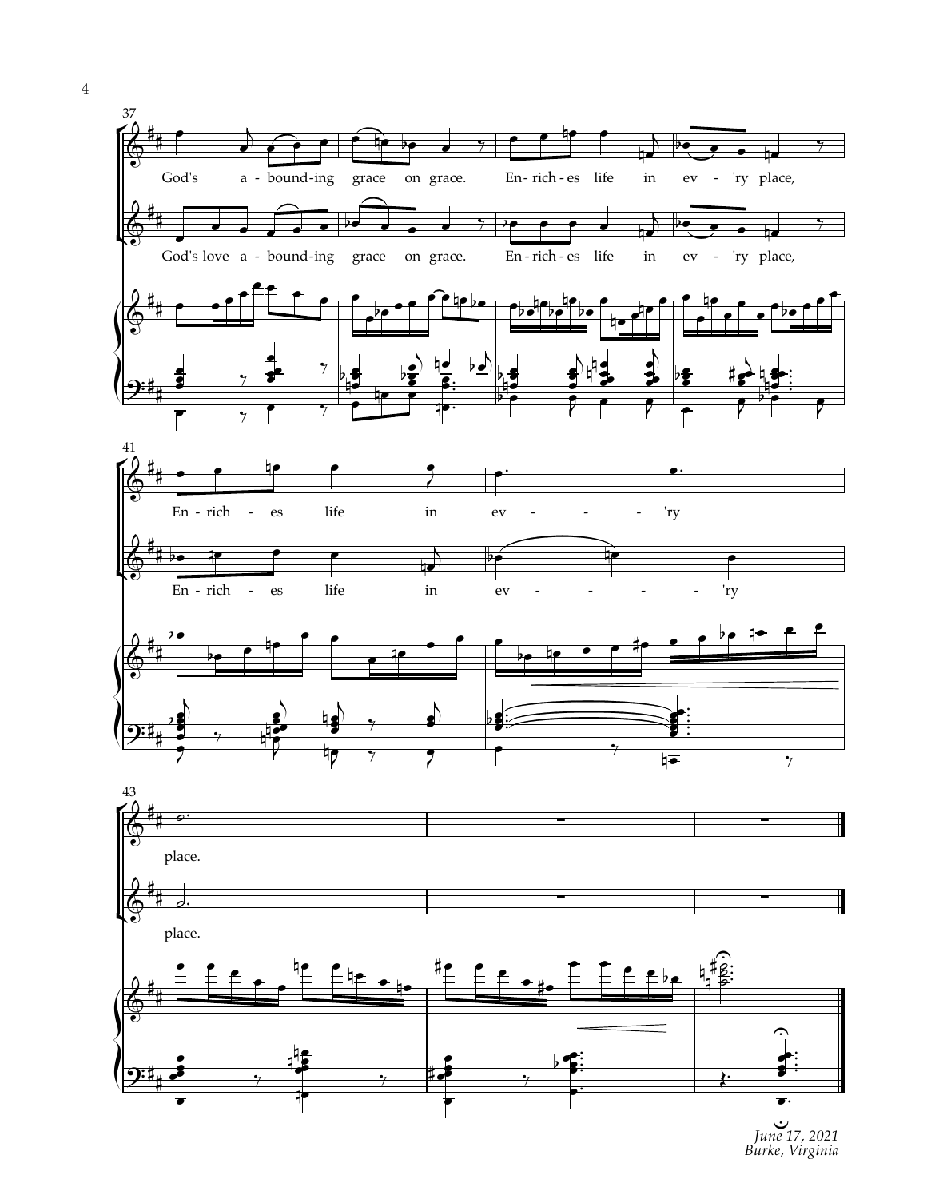37

God's a - bound - ing grace on grace. En - rich - es life in ev - 'ry place,

God's love a - bound - ing grace on grace. En - rich - es life in ev - 'ry place,

41

En - rich - es life in ev - 'ry

En - rich - es life in ev - 'ry

43

place.

place.

*June 17, 2021*
*Burke, Virginia*